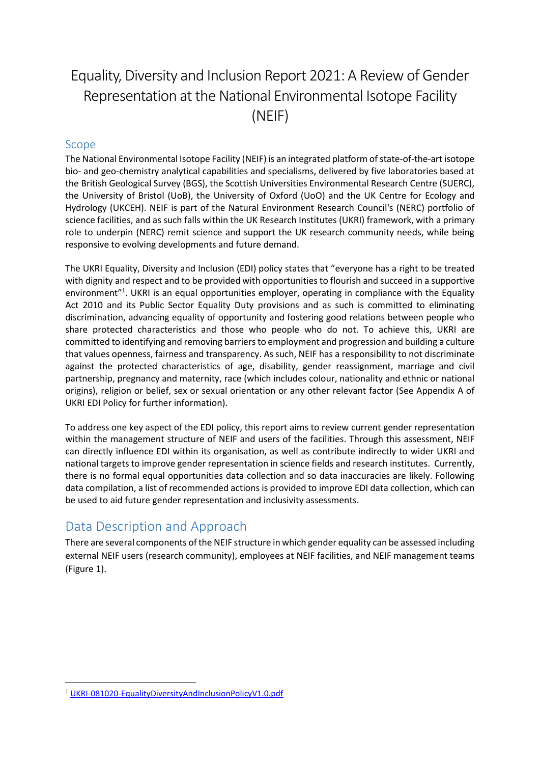# Equality, Diversity and Inclusion Report 2021: A Review of Gender Representation at the National Environmental Isotope Facility (NEIF)

### Scope

The National Environmental Isotope Facility (NEIF) is an integrated platform of state-of-the-art isotope bio- and geo-chemistry analytical capabilities and specialisms, delivered by five laboratories based at the British Geological Survey (BGS), the Scottish Universities Environmental Research Centre (SUERC), the University of Bristol (UoB), the University of Oxford (UoO) and the UK Centre for Ecology and Hydrology (UKCEH). NEIF is part of the Natural Environment Research Council's (NERC) portfolio of science facilities, and as such falls within the UK Research Institutes (UKRI) framework, with a primary role to underpin (NERC) remit science and support the UK research community needs, while being responsive to evolving developments and future demand.

The UKRI Equality, Diversity and Inclusion (EDI) policy states that "everyone has a right to be treated with dignity and respect and to be provided with opportunities to flourish and succeed in a supportive environment"[1]. UKRI is an equal opportunities employer, operating in compliance with the Equality Act 2010 and its Public Sector Equality Duty provisions and as such is committed to eliminating discrimination, advancing equality of opportunity and fostering good relations between people who share protected characteristics and those who people who do not. To achieve this, UKRI are committed to identifying and removing barriers to employment and progression and building a culture that values openness, fairness and transparency. As such, NEIF has a responsibility to not discriminate against the protected characteristics of age, disability, gender reassignment, marriage and civil partnership, pregnancy and maternity, race (which includes colour, nationality and ethnic or national origins), religion or belief, sex or sexual orientation or any other relevant factor (See Appendix A of UKRI EDI Policy for further information).

To address one key aspect of the EDI policy, this report aims to review current gender representation within the management structure of NEIF and users of the facilities. Through this assessment, NEIF can directly influence EDI within its organisation, as well as contribute indirectly to wider UKRI and national targets to improve gender representation in science fields and research institutes. Currently, there is no formal equal opportunities data collection and so data inaccuracies are likely. Following data compilation, a list of recommended actions is provided to improve EDI data collection, which can be used to aid future gender representation and inclusivity assessments.

## Data Description and Approach

There are several components of the NEIF structure in which gender equality can be assessed including external NEIF users (research community), employees at NEIF facilities, and NEIF management teams (Figure 1).

[1] UKRI-081020-EqualityDiversityAndInclusionPolicyV1.0.pdf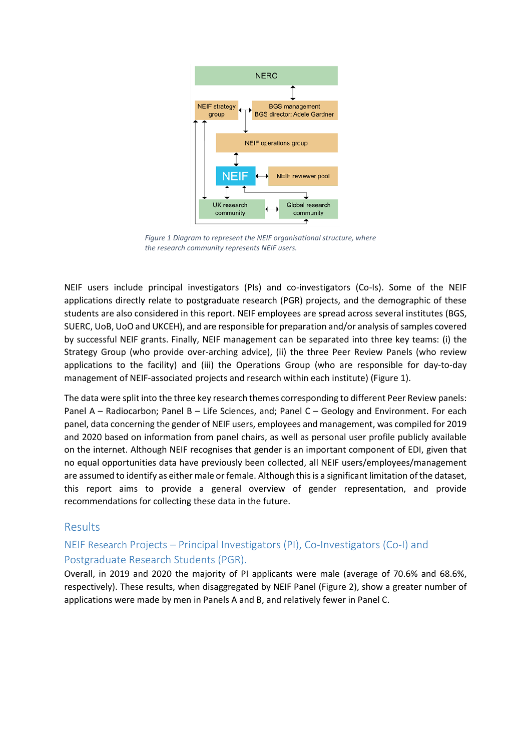*Figure 1 Diagram to represent the NEIF organisational structure, where the research community represents NEIF users.*

NEIF users include principal investigators (PIs) and co-investigators (Co-Is). Some of the NEIF applications directly relate to postgraduate research (PGR) projects, and the demographic of these students are also considered in this report. NEIF employees are spread across several institutes (BGS, SUERC, UoB, UoO and UKCEH), and are responsible for preparation and/or analysis of samples covered by successful NEIF grants. Finally, NEIF management can be separated into three key teams: (i) the Strategy Group (who provide over-arching advice), (ii) the three Peer Review Panels (who review applications to the facility) and (iii) the Operations Group (who are responsible for day-to-day management of NEIF-associated projects and research within each institute) (Figure 1).

The data were split into the three key research themes corresponding to different Peer Review panels: Panel A – Radiocarbon; Panel B – Life Sciences, and; Panel C – Geology and Environment. For each panel, data concerning the gender of NEIF users, employees and management, was compiled for 2019 and 2020 based on information from panel chairs, as well as personal user profile publicly available on the internet. Although NEIF recognises that gender is an important component of EDI, given that no equal opportunities data have previously been collected, all NEIF users/employees/management are assumed to identify as either male or female. Although this is a significant limitation of the dataset, this report aims to provide a general overview of gender representation, and provide recommendations for collecting these data in the future.

## Results

### NEIF Research Projects – Principal Investigators (PI), Co-Investigators (Co-I) and Postgraduate Research Students (PGR).

Overall, in 2019 and 2020 the majority of PI applicants were male (average of 70.6% and 68.6%, respectively). These results, when disaggregated by NEIF Panel (Figure 2), show a greater number of applications were made by men in Panels A and B, and relatively fewer in Panel C.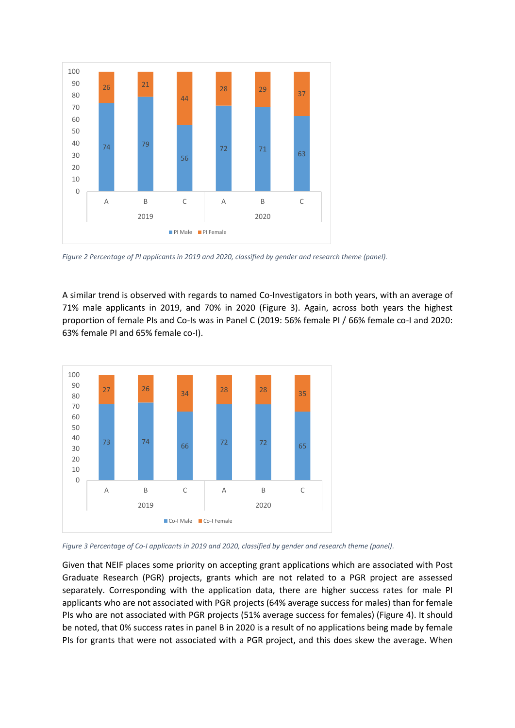Figure 2 Percentage of PI applicants in 2019 and 2020, classified by gender and research theme (panel).

A similar trend is observed with regards to named Co-Investigators in both years, with an average of 71% male applicants in 2019, and 70% in 2020 (Figure 3). Again, across both years the highest proportion of female PIs and Co-Is was in Panel C (2019: 56% female PI / 66% female co-I and 2020: 63% female PI and 65% female co-I).

Figure 3 Percentage of Co-I applicants in 2019 and 2020, classified by gender and research theme (panel).

Given that NEIF places some priority on accepting grant applications which are associated with Post Graduate Research (PGR) projects, grants which are not related to a PGR project are assessed separately. Corresponding with the application data, there are higher success rates for male PI applicants who are not associated with PGR projects (64% average success for males) than for female PIs who are not associated with PGR projects (51% average success for females) (Figure 4). It should be noted, that 0% success rates in panel B in 2020 is a result of no applications being made by female PIs for grants that were not associated with a PGR project, and this does skew the average. When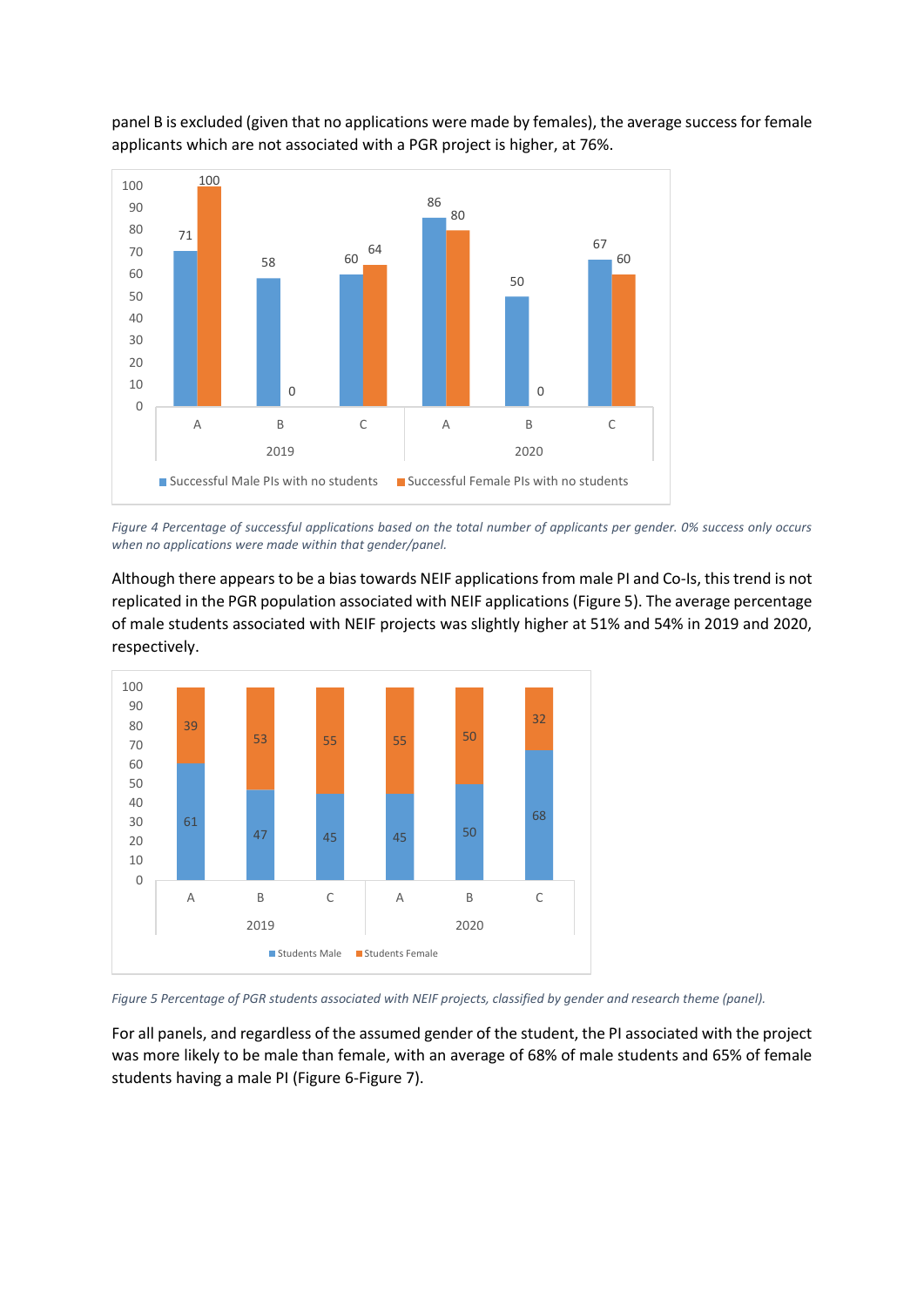panel B is excluded (given that no applications were made by females), the average success for female applicants which are not associated with a PGR project is higher, at 76%.

*Figure 4 Percentage of successful applications based on the total number of applicants per gender. 0% success only occurs when no applications were made within that gender/panel.*

Although there appears to be a bias towards NEIF applications from male PI and Co-Is, this trend is not replicated in the PGR population associated with NEIF applications (Figure 5). The average percentage of male students associated with NEIF projects was slightly higher at 51% and 54% in 2019 and 2020, respectively.

*Figure 5 Percentage of PGR students associated with NEIF projects, classified by gender and research theme (panel).*

For all panels, and regardless of the assumed gender of the student, the PI associated with the project was more likely to be male than female, with an average of 68% of male students and 65% of female students having a male PI (Figure 6-Figure 7).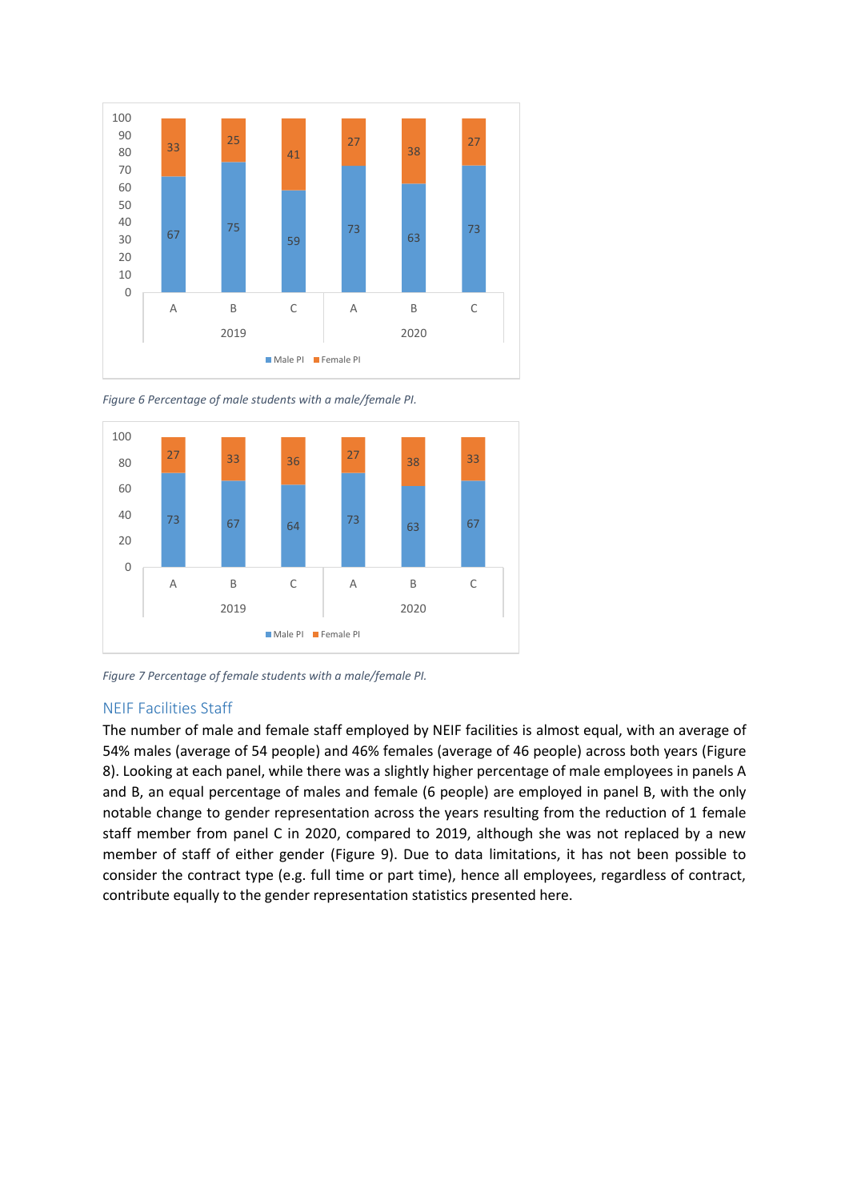| | 2019 | | | 2020 | | |
|---|---|---|---|---|---|---|
| | A | B | C | A | B | C |
| Male PI | 67 | 75 | 59 | 73 | 63 | 73 |
| Female PI | 33 | 25 | 41 | 27 | 38 | 27 |

*Figure 6 Percentage of male students with a male/female PI.*

| | 2019 | | | 2020 | | |
|---|---|---|---|---|---|---|
| | A | B | C | A | B | C |
| Male PI | 73 | 67 | 64 | 73 | 63 | 67 |
| Female PI | 27 | 33 | 36 | 27 | 38 | 33 |

*Figure 7 Percentage of female students with a male/female PI.*

## NEIF Facilities Staff

The number of male and female staff employed by NEIF facilities is almost equal, with an average of 54% males (average of 54 people) and 46% females (average of 46 people) across both years (Figure 8). Looking at each panel, while there was a slightly higher percentage of male employees in panels A and B, an equal percentage of males and female (6 people) are employed in panel B, with the only notable change to gender representation across the years resulting from the reduction of 1 female staff member from panel C in 2020, compared to 2019, although she was not replaced by a new member of staff of either gender (Figure 9). Due to data limitations, it has not been possible to consider the contract type (e.g. full time or part time), hence all employees, regardless of contract, contribute equally to the gender representation statistics presented here.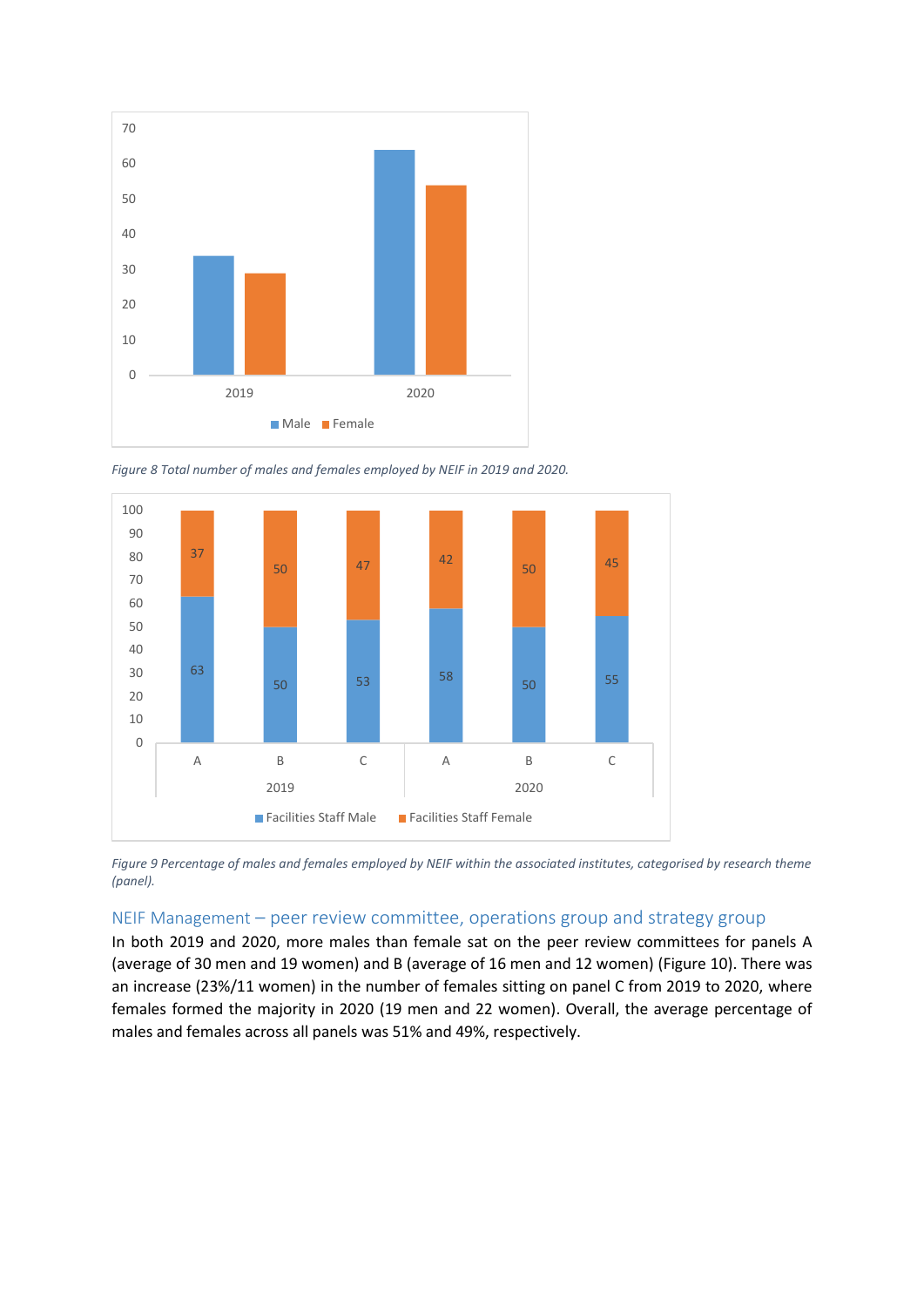*Figure 8 Total number of males and females employed by NEIF in 2019 and 2020.*

*Figure 9 Percentage of males and females employed by NEIF within the associated institutes, categorised by research theme (panel).*

## NEIF Management – peer review committee, operations group and strategy group

In both 2019 and 2020, more males than female sat on the peer review committees for panels A (average of 30 men and 19 women) and B (average of 16 men and 12 women) (Figure 10). There was an increase (23%/11 women) in the number of females sitting on panel C from 2019 to 2020, where females formed the majority in 2020 (19 men and 22 women). Overall, the average percentage of males and females across all panels was 51% and 49%, respectively.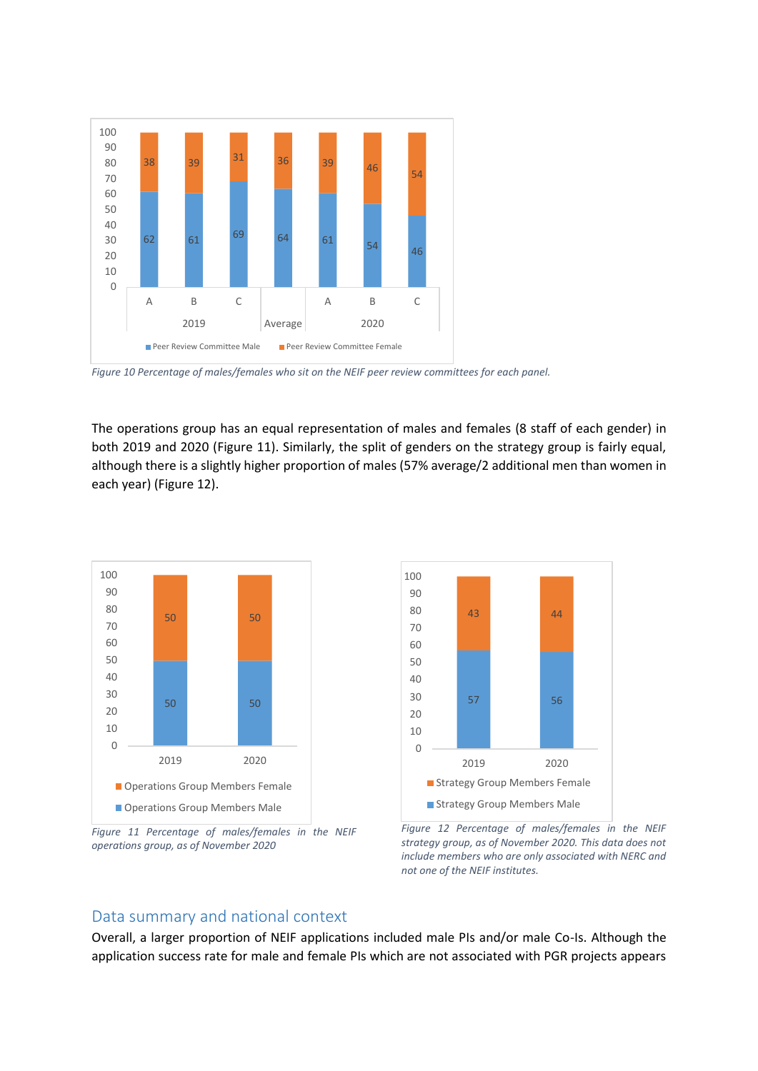Figure 10 Percentage of males/females who sit on the NEIF peer review committees for each panel.

The operations group has an equal representation of males and females (8 staff of each gender) in both 2019 and 2020 (Figure 11). Similarly, the split of genders on the strategy group is fairly equal, although there is a slightly higher proportion of males (57% average/2 additional men than women in each year) (Figure 12).

Figure 11 Percentage of males/females in the NEIF operations group, as of November 2020

Figure 12 Percentage of males/females in the NEIF strategy group, as of November 2020. This data does not include members who are only associated with NERC and not one of the NEIF institutes.

## Data summary and national context

Overall, a larger proportion of NEIF applications included male PIs and/or male Co-Is. Although the application success rate for male and female PIs which are not associated with PGR projects appears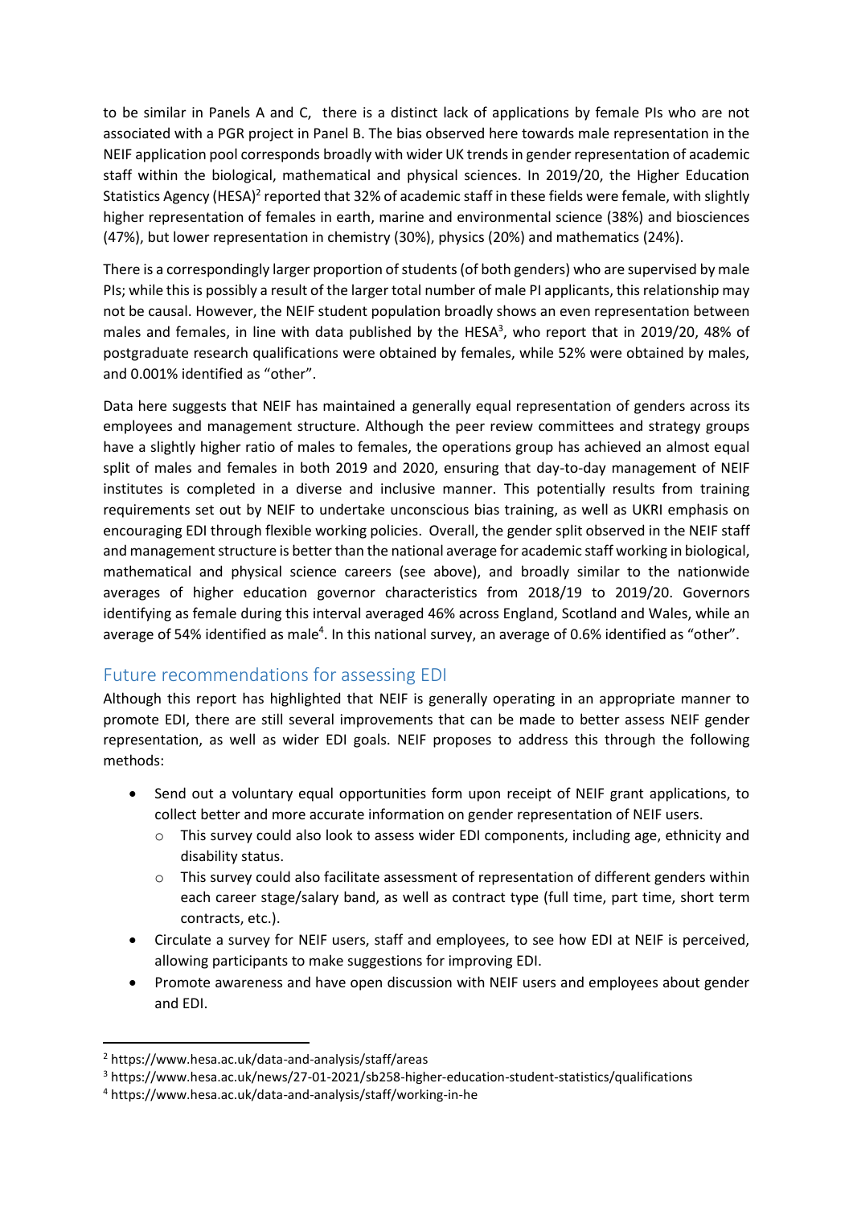to be similar in Panels A and C, there is a distinct lack of applications by female PIs who are not associated with a PGR project in Panel B. The bias observed here towards male representation in the NEIF application pool corresponds broadly with wider UK trends in gender representation of academic staff within the biological, mathematical and physical sciences. In 2019/20, the Higher Education Statistics Agency (HESA)[2] reported that 32% of academic staff in these fields were female, with slightly higher representation of females in earth, marine and environmental science (38%) and biosciences (47%), but lower representation in chemistry (30%), physics (20%) and mathematics (24%).

There is a correspondingly larger proportion of students (of both genders) who are supervised by male PIs; while this is possibly a result of the larger total number of male PI applicants, this relationship may not be causal. However, the NEIF student population broadly shows an even representation between males and females, in line with data published by the HESA[3], who report that in 2019/20, 48% of postgraduate research qualifications were obtained by females, while 52% were obtained by males, and 0.001% identified as "other".

Data here suggests that NEIF has maintained a generally equal representation of genders across its employees and management structure. Although the peer review committees and strategy groups have a slightly higher ratio of males to females, the operations group has achieved an almost equal split of males and females in both 2019 and 2020, ensuring that day-to-day management of NEIF institutes is completed in a diverse and inclusive manner. This potentially results from training requirements set out by NEIF to undertake unconscious bias training, as well as UKRI emphasis on encouraging EDI through flexible working policies. Overall, the gender split observed in the NEIF staff and management structure is better than the national average for academic staff working in biological, mathematical and physical science careers (see above), and broadly similar to the nationwide averages of higher education governor characteristics from 2018/19 to 2019/20. Governors identifying as female during this interval averaged 46% across England, Scotland and Wales, while an average of 54% identified as male[4]. In this national survey, an average of 0.6% identified as "other".

## Future recommendations for assessing EDI

Although this report has highlighted that NEIF is generally operating in an appropriate manner to promote EDI, there are still several improvements that can be made to better assess NEIF gender representation, as well as wider EDI goals. NEIF proposes to address this through the following methods:

- Send out a voluntary equal opportunities form upon receipt of NEIF grant applications, to collect better and more accurate information on gender representation of NEIF users.
  - This survey could also look to assess wider EDI components, including age, ethnicity and disability status.
  - This survey could also facilitate assessment of representation of different genders within each career stage/salary band, as well as contract type (full time, part time, short term contracts, etc.).
- Circulate a survey for NEIF users, staff and employees, to see how EDI at NEIF is perceived, allowing participants to make suggestions for improving EDI.
- Promote awareness and have open discussion with NEIF users and employees about gender and EDI.

---

[2] https://www.hesa.ac.uk/data-and-analysis/staff/areas

[3] https://www.hesa.ac.uk/news/27-01-2021/sb258-higher-education-student-statistics/qualifications

[4] https://www.hesa.ac.uk/data-and-analysis/staff/working-in-he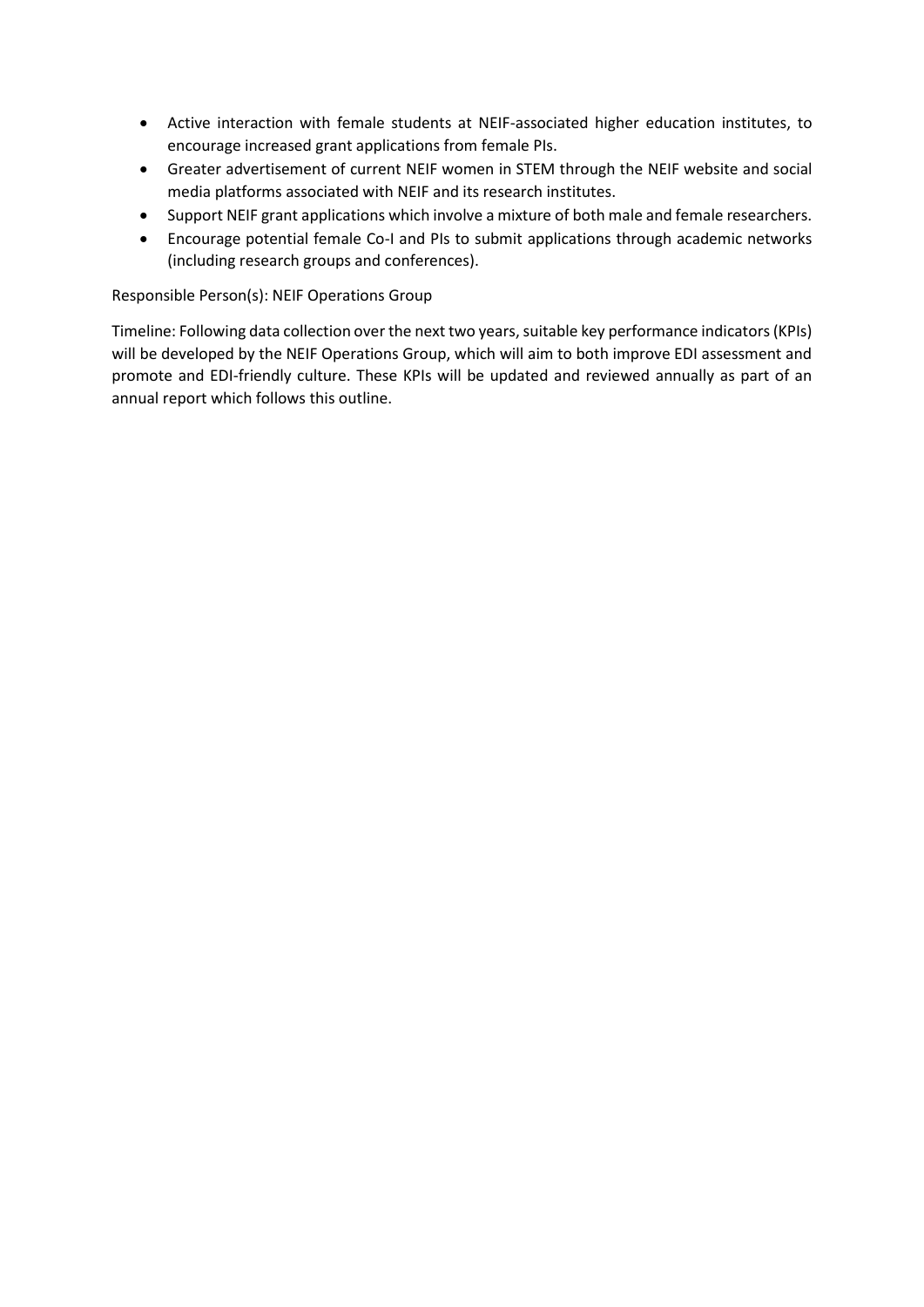- Active interaction with female students at NEIF-associated higher education institutes, to encourage increased grant applications from female PIs.
- Greater advertisement of current NEIF women in STEM through the NEIF website and social media platforms associated with NEIF and its research institutes.
- Support NEIF grant applications which involve a mixture of both male and female researchers.
- Encourage potential female Co-I and PIs to submit applications through academic networks (including research groups and conferences).

Responsible Person(s): NEIF Operations Group

Timeline: Following data collection over the next two years, suitable key performance indicators (KPIs) will be developed by the NEIF Operations Group, which will aim to both improve EDI assessment and promote and EDI-friendly culture. These KPIs will be updated and reviewed annually as part of an annual report which follows this outline.